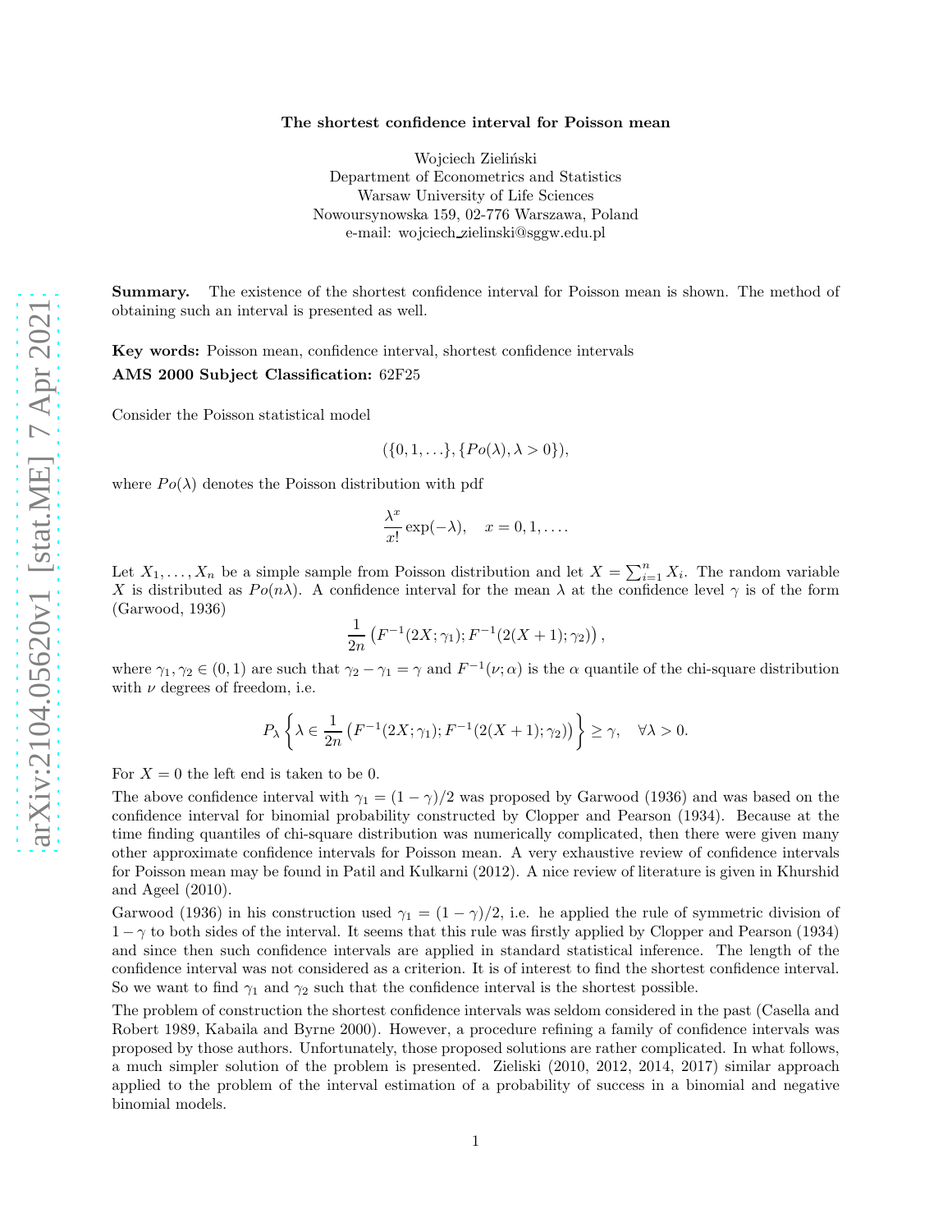# The shortest confidence interval for Poisson mean

Wojciech Zieliński
Department of Econometrics and Statistics
Warsaw University of Life Sciences
Nowoursynowska 159, 02-776 Warszawa, Poland
e-mail: wojciech_zielinski@sggw.edu.pl

**Summary.** The existence of the shortest confidence interval for Poisson mean is shown. The method of obtaining such an interval is presented as well.

**Key words:** Poisson mean, confidence interval, shortest confidence intervals

**AMS 2000 Subject Classification:** 62F25

Consider the Poisson statistical model

$$(\{0, 1, \ldots\}, \{Po(\lambda), \lambda > 0\}),$$

where $Po(\lambda)$ denotes the Poisson distribution with pdf

$$\frac{\lambda^x}{x!} \exp(-\lambda), \quad x = 0, 1, \ldots.$$

Let $X_1, \ldots, X_n$ be a simple sample from Poisson distribution and let $X = \sum_{i=1}^n X_i$. The random variable $X$ is distributed as $Po(n\lambda)$. A confidence interval for the mean $\lambda$ at the confidence level $\gamma$ is of the form (Garwood, 1936)

$$\frac{1}{2n} \left( F^{-1}(2X; \gamma_1); F^{-1}(2(X+1); \gamma_2) \right),$$

where $\gamma_1, \gamma_2 \in (0, 1)$ are such that $\gamma_2 - \gamma_1 = \gamma$ and $F^{-1}(\nu; \alpha)$ is the $\alpha$ quantile of the chi-square distribution with $\nu$ degrees of freedom, i.e.

$$P_\lambda \left\{ \lambda \in \frac{1}{2n} \left( F^{-1}(2X; \gamma_1); F^{-1}(2(X+1); \gamma_2) \right) \right\} \geq \gamma, \quad \forall \lambda > 0.$$

For $X = 0$ the left end is taken to be 0.

The above confidence interval with $\gamma_1 = (1 - \gamma)/2$ was proposed by Garwood (1936) and was based on the confidence interval for binomial probability constructed by Clopper and Pearson (1934). Because at the time finding quantiles of chi-square distribution was numerically complicated, then there were given many other approximate confidence intervals for Poisson mean. A very exhaustive review of confidence intervals for Poisson mean may be found in Patil and Kulkarni (2012). A nice review of literature is given in Khurshid and Ageel (2010).

Garwood (1936) in his construction used $\gamma_1 = (1 - \gamma)/2$, i.e. he applied the rule of symmetric division of $1 - \gamma$ to both sides of the interval. It seems that this rule was firstly applied by Clopper and Pearson (1934) and since then such confidence intervals are applied in standard statistical inference. The length of the confidence interval was not considered as a criterion. It is of interest to find the shortest confidence interval. So we want to find $\gamma_1$ and $\gamma_2$ such that the confidence interval is the shortest possible.

The problem of construction the shortest confidence intervals was seldom considered in the past (Casella and Robert 1989, Kabaila and Byrne 2000). However, a procedure refining a family of confidence intervals was proposed by those authors. Unfortunately, those proposed solutions are rather complicated. In what follows, a much simpler solution of the problem is presented. Zieliski (2010, 2012, 2014, 2017) similar approach applied to the problem of the interval estimation of a probability of success in a binomial and negative binomial models.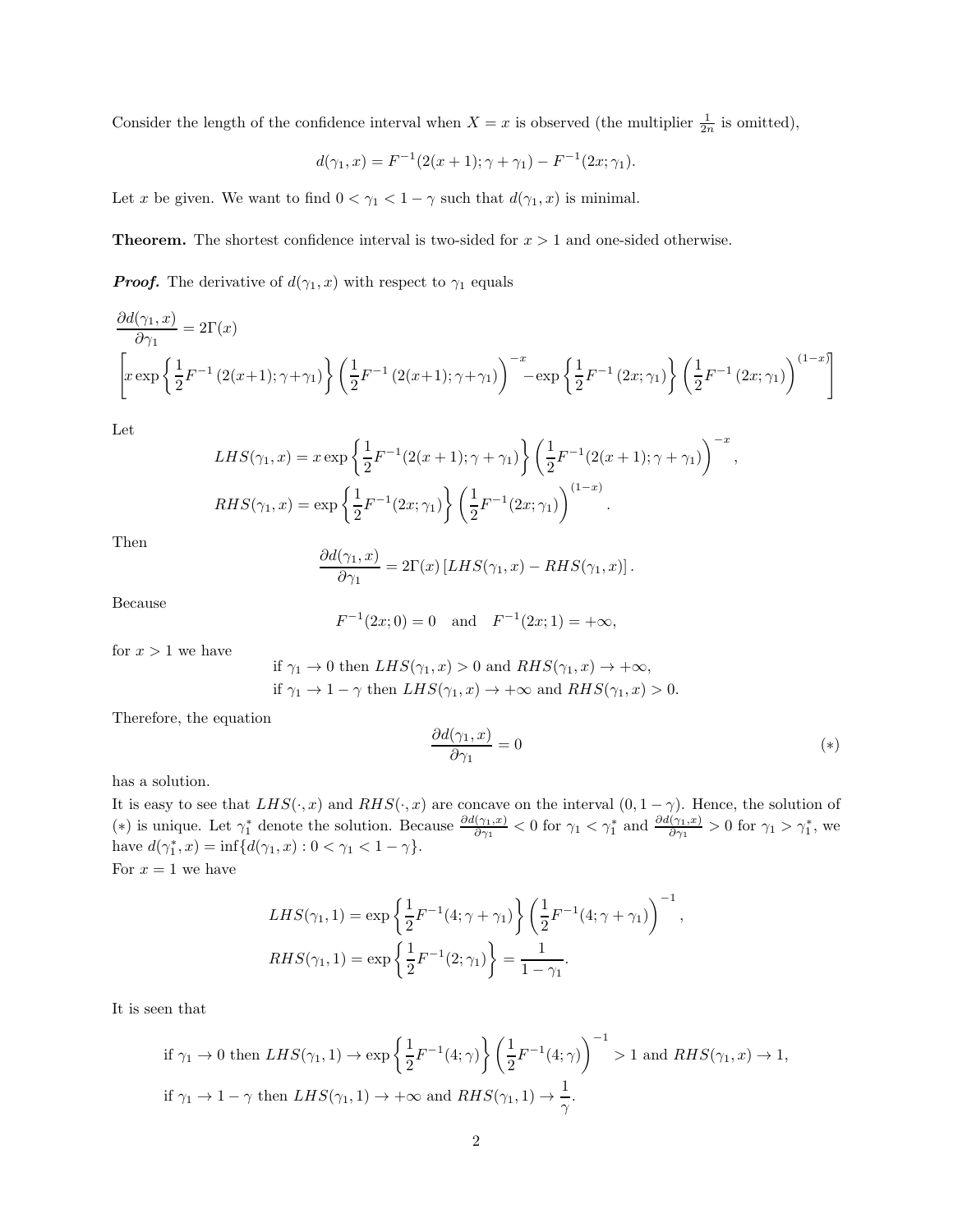Consider the length of the confidence interval when $X = x$ is observed (the multiplier $\frac{1}{2n}$ is omitted),

$$d(\gamma_1, x) = F^{-1}(2(x+1); \gamma + \gamma_1) - F^{-1}(2x; \gamma_1).$$

Let $x$ be given. We want to find $0 < \gamma_1 < 1 - \gamma$ such that $d(\gamma_1, x)$ is minimal.

**Theorem.** The shortest confidence interval is two-sided for $x > 1$ and one-sided otherwise.

***Proof.*** The derivative of $d(\gamma_1, x)$ with respect to $\gamma_1$ equals

$$\frac{\partial d(\gamma_1, x)}{\partial \gamma_1} = 2\Gamma(x)$$
$$\left[ x \exp\left\{ \frac{1}{2} F^{-1}(2(x+1); \gamma + \gamma_1) \right\} \left( \frac{1}{2} F^{-1}(2(x+1); \gamma + \gamma_1) \right)^{-x} - \exp\left\{ \frac{1}{2} F^{-1}(2x; \gamma_1) \right\} \left( \frac{1}{2} F^{-1}(2x; \gamma_1) \right)^{(1-x)} \right]$$

Let

$$LHS(\gamma_1, x) = x \exp\left\{ \frac{1}{2} F^{-1}(2(x+1); \gamma + \gamma_1) \right\} \left( \frac{1}{2} F^{-1}(2(x+1); \gamma + \gamma_1) \right)^{-x},$$
$$RHS(\gamma_1, x) = \exp\left\{ \frac{1}{2} F^{-1}(2x; \gamma_1) \right\} \left( \frac{1}{2} F^{-1}(2x; \gamma_1) \right)^{(1-x)}.$$

Then

$$\frac{\partial d(\gamma_1, x)}{\partial \gamma_1} = 2\Gamma(x) \left[ LHS(\gamma_1, x) - RHS(\gamma_1, x) \right].$$

Because

$$F^{-1}(2x; 0) = 0 \quad \text{and} \quad F^{-1}(2x; 1) = +\infty,$$

for $x > 1$ we have

if $\gamma_1 \to 0$ then $LHS(\gamma_1, x) > 0$ and $RHS(\gamma_1, x) \to +\infty$,
if $\gamma_1 \to 1 - \gamma$ then $LHS(\gamma_1, x) \to +\infty$ and $RHS(\gamma_1, x) > 0$.

Therefore, the equation

$$\frac{\partial d(\gamma_1, x)}{\partial \gamma_1} = 0 \tag{$*$}$$

has a solution.

It is easy to see that $LHS(\cdot, x)$ and $RHS(\cdot, x)$ are concave on the interval $(0, 1 - \gamma)$. Hence, the solution of $(*)$ is unique. Let $\gamma_1^*$ denote the solution. Because $\frac{\partial d(\gamma_1, x)}{\partial \gamma_1} < 0$ for $\gamma_1 < \gamma_1^*$ and $\frac{\partial d(\gamma_1, x)}{\partial \gamma_1} > 0$ for $\gamma_1 > \gamma_1^*$, we have $d(\gamma_1^*, x) = \inf\{d(\gamma_1, x) : 0 < \gamma_1 < 1 - \gamma\}$.

For $x = 1$ we have

$$LHS(\gamma_1, 1) = \exp\left\{ \frac{1}{2} F^{-1}(4; \gamma + \gamma_1) \right\} \left( \frac{1}{2} F^{-1}(4; \gamma + \gamma_1) \right)^{-1},$$
$$RHS(\gamma_1, 1) = \exp\left\{ \frac{1}{2} F^{-1}(2; \gamma_1) \right\} = \frac{1}{1 - \gamma_1}.$$

It is seen that

if $\gamma_1 \to 0$ then $LHS(\gamma_1, 1) \to \exp\left\{ \frac{1}{2} F^{-1}(4; \gamma) \right\} \left( \frac{1}{2} F^{-1}(4; \gamma) \right)^{-1} > 1$ and $RHS(\gamma_1, x) \to 1$,

if $\gamma_1 \to 1 - \gamma$ then $LHS(\gamma_1, 1) \to +\infty$ and $RHS(\gamma_1, 1) \to \dfrac{1}{\gamma}$.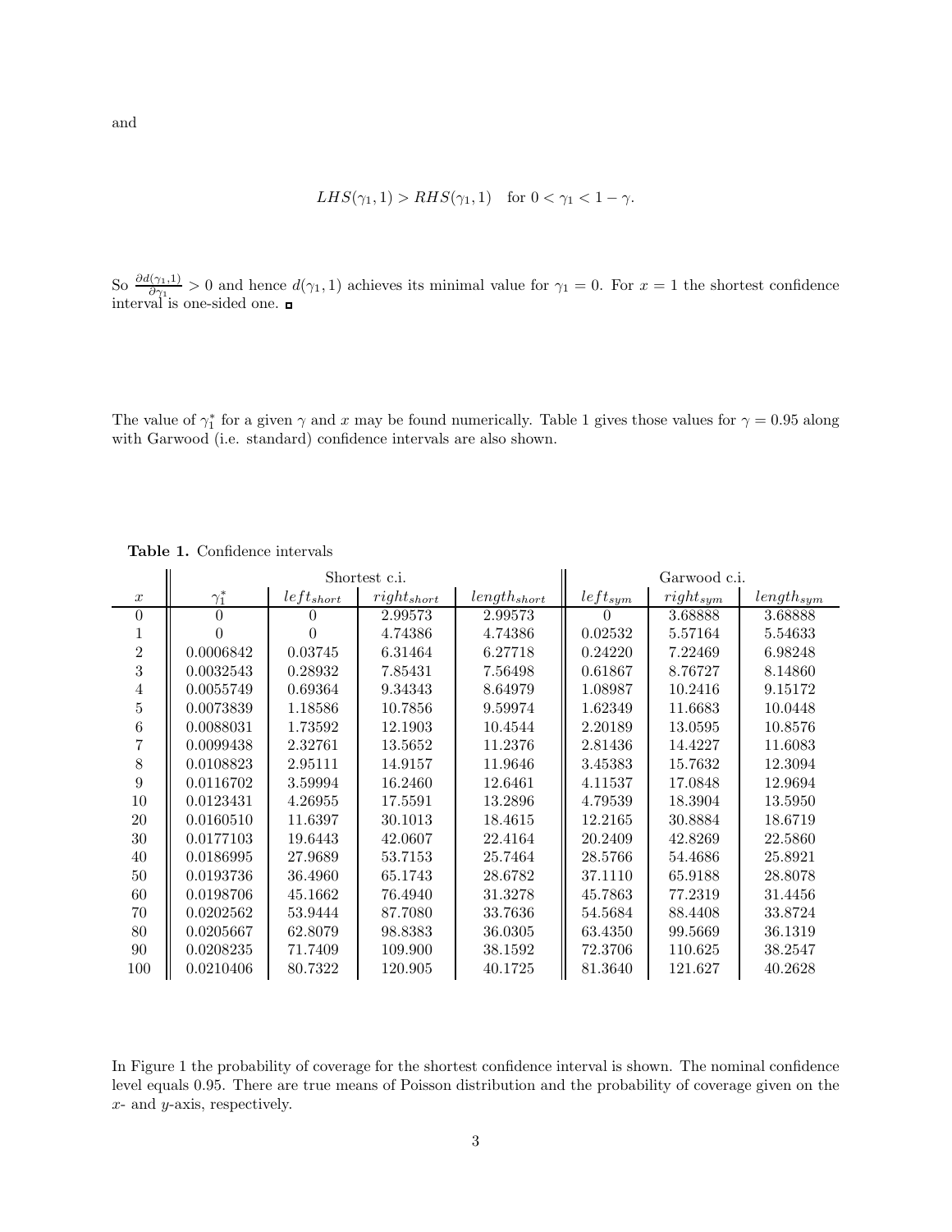and

$$LHS(\gamma_1, 1) > RHS(\gamma_1, 1) \quad \text{for } 0 < \gamma_1 < 1 - \gamma.$$

So $\frac{\partial d(\gamma_1,1)}{\partial \gamma_1} > 0$ and hence $d(\gamma_1, 1)$ achieves its minimal value for $\gamma_1 = 0$. For $x = 1$ the shortest confidence interval is one-sided one. ▫

The value of $\gamma_1^*$ for a given $\gamma$ and $x$ may be found numerically. Table 1 gives those values for $\gamma = 0.95$ along with Garwood (i.e. standard) confidence intervals are also shown.

**Table 1.** Confidence intervals

| | Shortest c.i. | | | | Garwood c.i. | | |
|---|---|---|---|---|---|---|---|
| $x$ | $\gamma_1^*$ | $left_{short}$ | $right_{short}$ | $length_{short}$ | $left_{sym}$ | $right_{sym}$ | $length_{sym}$ |
| 0 | 0 | 0 | 2.99573 | 2.99573 | 0 | 3.68888 | 3.68888 |
| 1 | 0 | 0 | 4.74386 | 4.74386 | 0.02532 | 5.57164 | 5.54633 |
| 2 | 0.0006842 | 0.03745 | 6.31464 | 6.27718 | 0.24220 | 7.22469 | 6.98248 |
| 3 | 0.0032543 | 0.28932 | 7.85431 | 7.56498 | 0.61867 | 8.76727 | 8.14860 |
| 4 | 0.0055749 | 0.69364 | 9.34343 | 8.64979 | 1.08987 | 10.2416 | 9.15172 |
| 5 | 0.0073839 | 1.18586 | 10.7856 | 9.59974 | 1.62349 | 11.6683 | 10.0448 |
| 6 | 0.0088031 | 1.73592 | 12.1903 | 10.4544 | 2.20189 | 13.0595 | 10.8576 |
| 7 | 0.0099438 | 2.32761 | 13.5652 | 11.2376 | 2.81436 | 14.4227 | 11.6083 |
| 8 | 0.0108823 | 2.95111 | 14.9157 | 11.9646 | 3.45383 | 15.7632 | 12.3094 |
| 9 | 0.0116702 | 3.59994 | 16.2460 | 12.6461 | 4.11537 | 17.0848 | 12.9694 |
| 10 | 0.0123431 | 4.26955 | 17.5591 | 13.2896 | 4.79539 | 18.3904 | 13.5950 |
| 20 | 0.0160510 | 11.6397 | 30.1013 | 18.4615 | 12.2165 | 30.8884 | 18.6719 |
| 30 | 0.0177103 | 19.6443 | 42.0607 | 22.4164 | 20.2409 | 42.8269 | 22.5860 |
| 40 | 0.0186995 | 27.9689 | 53.7153 | 25.7464 | 28.5766 | 54.4686 | 25.8921 |
| 50 | 0.0193736 | 36.4960 | 65.1743 | 28.6782 | 37.1110 | 65.9188 | 28.8078 |
| 60 | 0.0198706 | 45.1662 | 76.4940 | 31.3278 | 45.7863 | 77.2319 | 31.4456 |
| 70 | 0.0202562 | 53.9444 | 87.7080 | 33.7636 | 54.5684 | 88.4408 | 33.8724 |
| 80 | 0.0205667 | 62.8079 | 98.8383 | 36.0305 | 63.4350 | 99.5669 | 36.1319 |
| 90 | 0.0208235 | 71.7409 | 109.900 | 38.1592 | 72.3706 | 110.625 | 38.2547 |
| 100 | 0.0210406 | 80.7322 | 120.905 | 40.1725 | 81.3640 | 121.627 | 40.2628 |

In Figure 1 the probability of coverage for the shortest confidence interval is shown. The nominal confidence level equals 0.95. There are true means of Poisson distribution and the probability of coverage given on the $x$- and $y$-axis, respectively.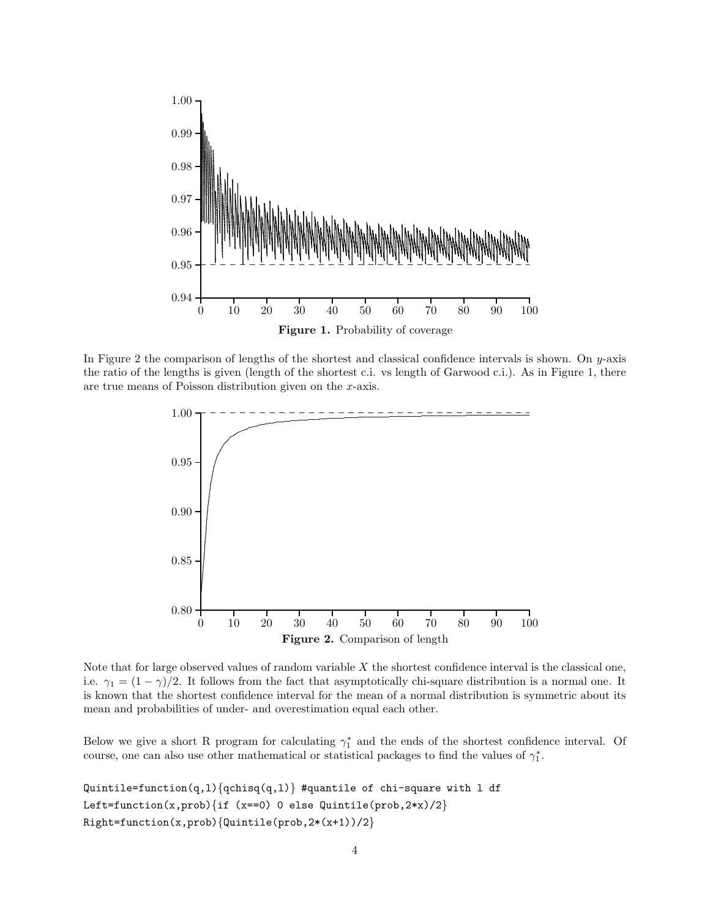**Figure 1.** Probability of coverage

In Figure 2 the comparison of lengths of the shortest and classical confidence intervals is shown. On $y$-axis the ratio of the lengths is given (length of the shortest c.i. vs length of Garwood c.i.). As in Figure 1, there are true means of Poisson distribution given on the $x$-axis.

**Figure 2.** Comparison of length

Note that for large observed values of random variable $X$ the shortest confidence interval is the classical one, i.e. $\gamma_1 = (1-\gamma)/2$. It follows from the fact that asymptotically chi-square distribution is a normal one. It is known that the shortest confidence interval for the mean of a normal distribution is symmetric about its mean and probabilities of under- and overestimation equal each other.

Below we give a short R program for calculating $\gamma_1^*$ and the ends of the shortest confidence interval. Of course, one can also use other mathematical or statistical packages to find the values of $\gamma_1^*$.

```
Quintile=function(q,l){qchisq(q,l)} #quantile of chi-square with l df
Left=function(x,prob){if (x==0) 0 else Quintile(prob,2*x)/2}
Right=function(x,prob){Quintile(prob,2*(x+1))/2}
```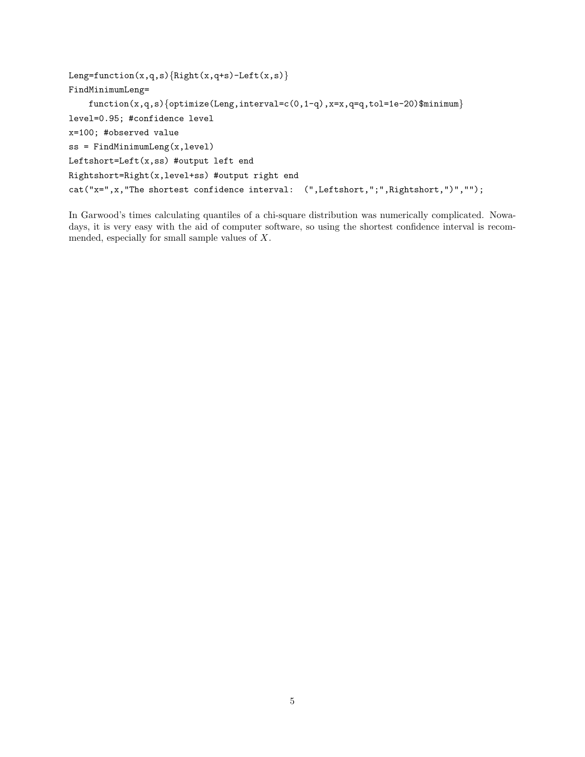```
Leng=function(x,q,s){Right(x,q+s)-Left(x,s)}
FindMinimumLeng=
    function(x,q,s){optimize(Leng,interval=c(0,1-q),x=x,q=q,tol=1e-20)$minimum}
level=0.95; #confidence level
x=100; #observed value
ss = FindMinimumLeng(x,level)
Leftshort=Left(x,ss) #output left end
Rightshort=Right(x,level+ss) #output right end
cat("x=",x,"The shortest confidence interval:  (",Leftshort,";",Rightshort,")","");
```

In Garwood's times calculating quantiles of a chi-square distribution was numerically complicated. Nowadays, it is very easy with the aid of computer software, so using the shortest confidence interval is recommended, especially for small sample values of $X$.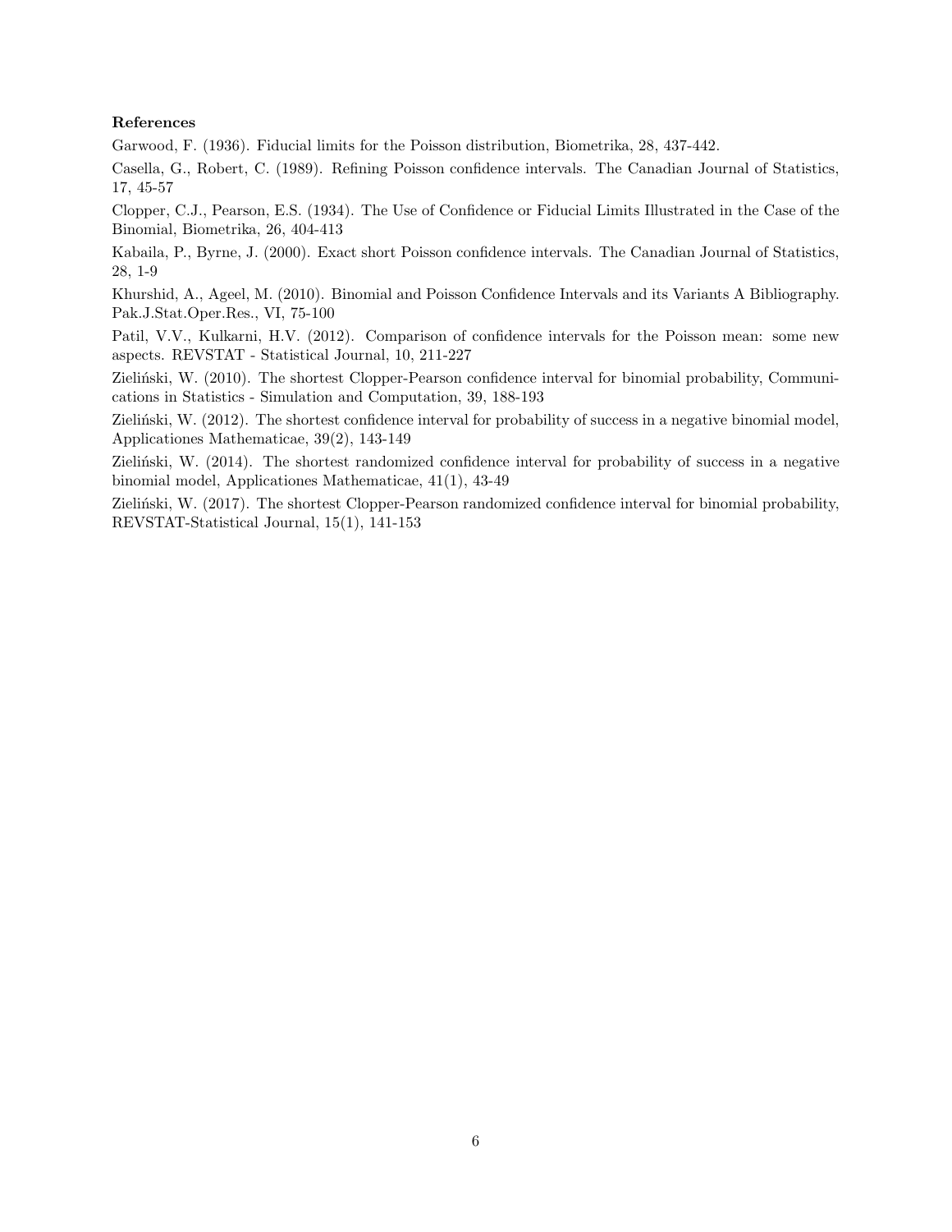**References**

Garwood, F. (1936). Fiducial limits for the Poisson distribution, Biometrika, 28, 437-442.

Casella, G., Robert, C. (1989). Refining Poisson confidence intervals. The Canadian Journal of Statistics, 17, 45-57

Clopper, C.J., Pearson, E.S. (1934). The Use of Confidence or Fiducial Limits Illustrated in the Case of the Binomial, Biometrika, 26, 404-413

Kabaila, P., Byrne, J. (2000). Exact short Poisson confidence intervals. The Canadian Journal of Statistics, 28, 1-9

Khurshid, A., Ageel, M. (2010). Binomial and Poisson Confidence Intervals and its Variants A Bibliography. Pak.J.Stat.Oper.Res., VI, 75-100

Patil, V.V., Kulkarni, H.V. (2012). Comparison of confidence intervals for the Poisson mean: some new aspects. REVSTAT - Statistical Journal, 10, 211-227

Zieliński, W. (2010). The shortest Clopper-Pearson confidence interval for binomial probability, Communications in Statistics - Simulation and Computation, 39, 188-193

Zieliński, W. (2012). The shortest confidence interval for probability of success in a negative binomial model, Applicationes Mathematicae, 39(2), 143-149

Zieliński, W. (2014). The shortest randomized confidence interval for probability of success in a negative binomial model, Applicationes Mathematicae, 41(1), 43-49

Zieliński, W. (2017). The shortest Clopper-Pearson randomized confidence interval for binomial probability, REVSTAT-Statistical Journal, 15(1), 141-153